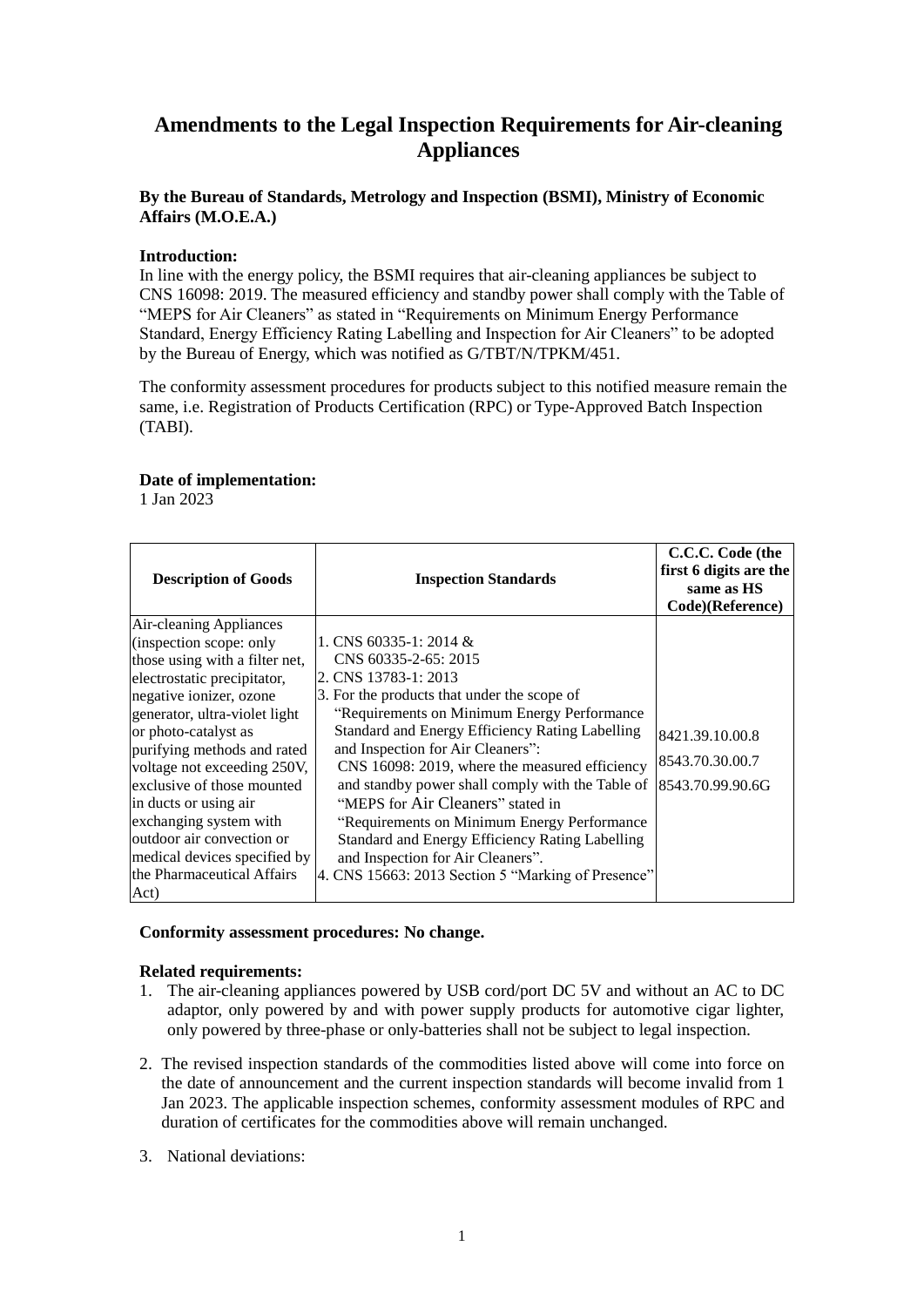# Amendments to the Legal Inspection Requirements for Air-cleaning Appliances

**By the Bureau of Standards, Metrology and Inspection (BSMI), Ministry of Economic Affairs (M.O.E.A.)**

**Introduction:**

In line with the energy policy, the BSMI requires that air-cleaning appliances be subject to CNS 16098: 2019. The measured efficiency and standby power shall comply with the Table of "MEPS for Air Cleaners" as stated in "Requirements on Minimum Energy Performance Standard, Energy Efficiency Rating Labelling and Inspection for Air Cleaners" to be adopted by the Bureau of Energy, which was notified as G/TBT/N/TPKM/451.

The conformity assessment procedures for products subject to this notified measure remain the same, i.e. Registration of Products Certification (RPC) or Type-Approved Batch Inspection (TABI).

**Date of implementation:**

1 Jan 2023

| Description of Goods | Inspection Standards | C.C.C. Code (the first 6 digits are the same as HS Code)(Reference) |
|---|---|---|
| Air-cleaning Appliances (inspection scope: only those using with a filter net, electrostatic precipitator, negative ionizer, ozone generator, ultra-violet light or photo-catalyst as purifying methods and rated voltage not exceeding 250V, exclusive of those mounted in ducts or using air exchanging system with outdoor air convection or medical devices specified by the Pharmaceutical Affairs Act) | 1. CNS 60335-1: 2014 & CNS 60335-2-65: 2015<br>2. CNS 13783-1: 2013<br>3. For the products that under the scope of "Requirements on Minimum Energy Performance Standard and Energy Efficiency Rating Labelling and Inspection for Air Cleaners": CNS 16098: 2019, where the measured efficiency and standby power shall comply with the Table of "MEPS for Air Cleaners" stated in "Requirements on Minimum Energy Performance Standard and Energy Efficiency Rating Labelling and Inspection for Air Cleaners".<br>4. CNS 15663: 2013 Section 5 "Marking of Presence" | 8421.39.10.00.8<br>8543.70.30.00.7<br>8543.70.99.90.6G |

**Conformity assessment procedures: No change.**

**Related requirements:**

1. The air-cleaning appliances powered by USB cord/port DC 5V and without an AC to DC adaptor, only powered by and with power supply products for automotive cigar lighter, only powered by three-phase or only-batteries shall not be subject to legal inspection.
2. The revised inspection standards of the commodities listed above will come into force on the date of announcement and the current inspection standards will become invalid from 1 Jan 2023. The applicable inspection schemes, conformity assessment modules of RPC and duration of certificates for the commodities above will remain unchanged.
3. National deviations: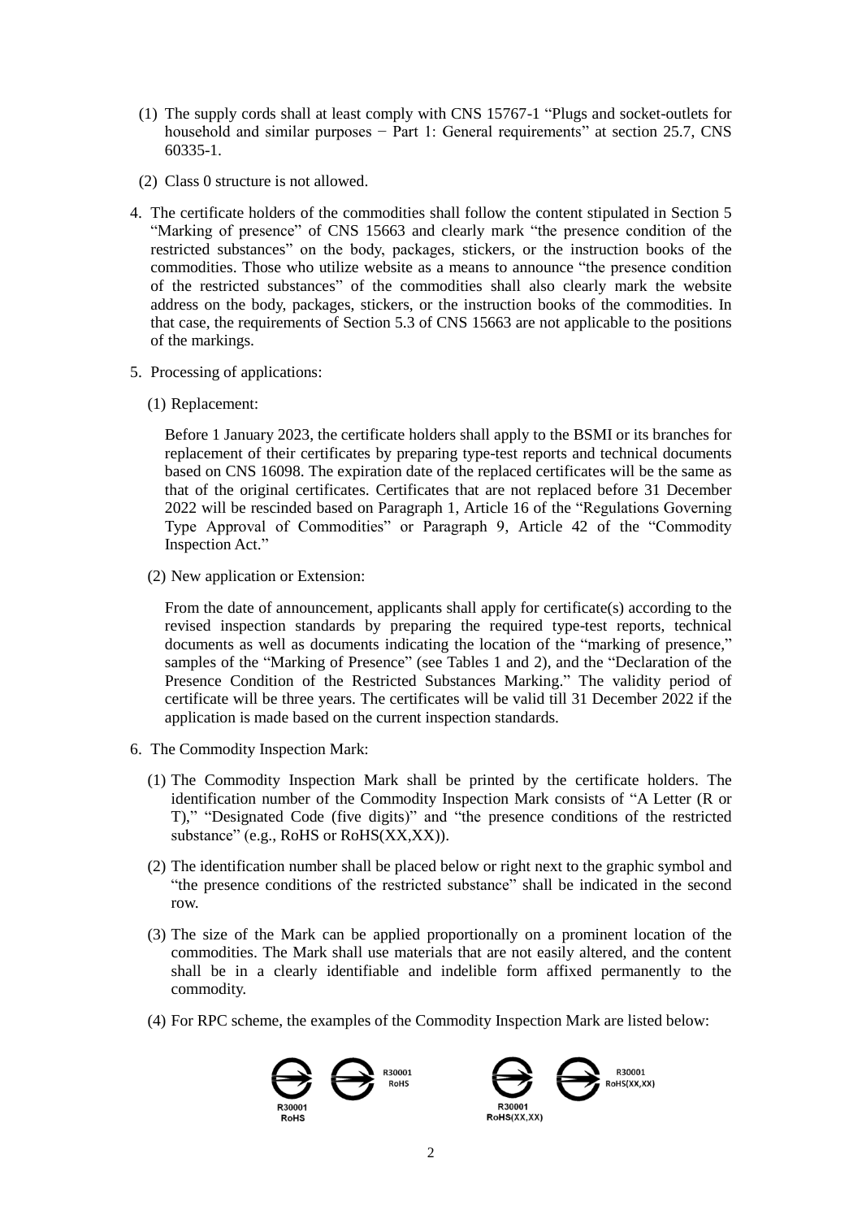(1) The supply cords shall at least comply with CNS 15767-1 "Plugs and socket-outlets for household and similar purposes − Part 1: General requirements" at section 25.7, CNS 60335-1.

(2) Class 0 structure is not allowed.

4. The certificate holders of the commodities shall follow the content stipulated in Section 5 "Marking of presence" of CNS 15663 and clearly mark "the presence condition of the restricted substances" on the body, packages, stickers, or the instruction books of the commodities. Those who utilize website as a means to announce "the presence condition of the restricted substances" of the commodities shall also clearly mark the website address on the body, packages, stickers, or the instruction books of the commodities. In that case, the requirements of Section 5.3 of CNS 15663 are not applicable to the positions of the markings.

5. Processing of applications:

   (1) Replacement:

   Before 1 January 2023, the certificate holders shall apply to the BSMI or its branches for replacement of their certificates by preparing type-test reports and technical documents based on CNS 16098. The expiration date of the replaced certificates will be the same as that of the original certificates. Certificates that are not replaced before 31 December 2022 will be rescinded based on Paragraph 1, Article 16 of the "Regulations Governing Type Approval of Commodities" or Paragraph 9, Article 42 of the "Commodity Inspection Act."

   (2) New application or Extension:

   From the date of announcement, applicants shall apply for certificate(s) according to the revised inspection standards by preparing the required type-test reports, technical documents as well as documents indicating the location of the "marking of presence," samples of the "Marking of Presence" (see Tables 1 and 2), and the "Declaration of the Presence Condition of the Restricted Substances Marking." The validity period of certificate will be three years. The certificates will be valid till 31 December 2022 if the application is made based on the current inspection standards.

6. The Commodity Inspection Mark:

   (1) The Commodity Inspection Mark shall be printed by the certificate holders. The identification number of the Commodity Inspection Mark consists of "A Letter (R or T)," "Designated Code (five digits)" and "the presence conditions of the restricted substance" (e.g., RoHS or RoHS(XX,XX)).

   (2) The identification number shall be placed below or right next to the graphic symbol and "the presence conditions of the restricted substance" shall be indicated in the second row.

   (3) The size of the Mark can be applied proportionally on a prominent location of the commodities. The Mark shall use materials that are not easily altered, and the content shall be in a clearly identifiable and indelible form affixed permanently to the commodity.

   (4) For RPC scheme, the examples of the Commodity Inspection Mark are listed below:

R30001
RoHS

R30001
RoHS

R30001
RoHS(XX,XX)

R30001
RoHS(XX,XX)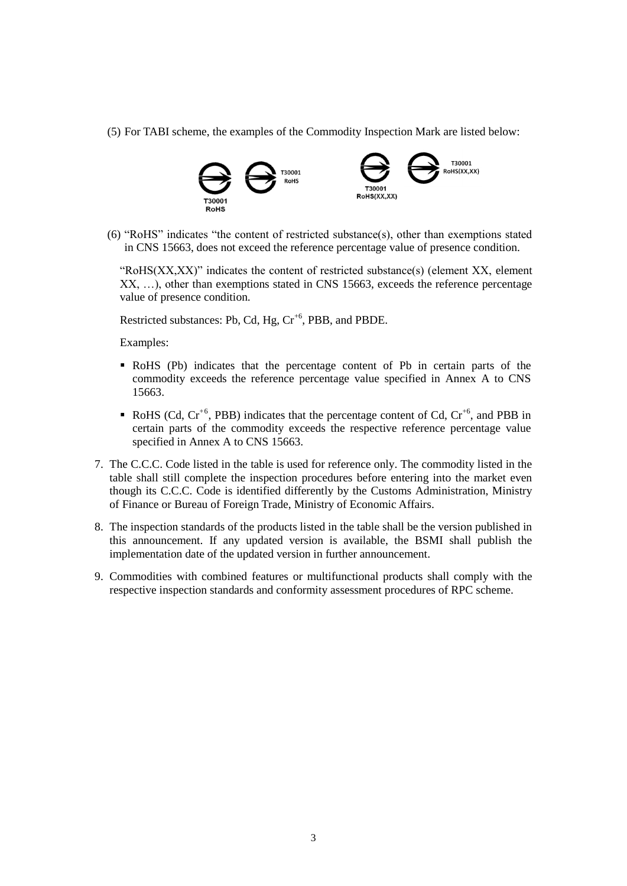(5) For TABI scheme, the examples of the Commodity Inspection Mark are listed below:

T30001
RoHS

T30001
RoHS

T30001
RoHS(XX,XX)

T30001
RoHS(XX,XX)

(6) "RoHS" indicates "the content of restricted substance(s), other than exemptions stated in CNS 15663, does not exceed the reference percentage value of presence condition.

"RoHS(XX,XX)" indicates the content of restricted substance(s) (element XX, element XX, …), other than exemptions stated in CNS 15663, exceeds the reference percentage value of presence condition.

Restricted substances: Pb, Cd, Hg, $Cr^{+6}$, PBB, and PBDE.

Examples:

- RoHS (Pb) indicates that the percentage content of Pb in certain parts of the commodity exceeds the reference percentage value specified in Annex A to CNS 15663.
- RoHS (Cd, $Cr^{+6}$, PBB) indicates that the percentage content of Cd, $Cr^{+6}$, and PBB in certain parts of the commodity exceeds the respective reference percentage value specified in Annex A to CNS 15663.

7. The C.C.C. Code listed in the table is used for reference only. The commodity listed in the table shall still complete the inspection procedures before entering into the market even though its C.C.C. Code is identified differently by the Customs Administration, Ministry of Finance or Bureau of Foreign Trade, Ministry of Economic Affairs.
8. The inspection standards of the products listed in the table shall be the version published in this announcement. If any updated version is available, the BSMI shall publish the implementation date of the updated version in further announcement.
9. Commodities with combined features or multifunctional products shall comply with the respective inspection standards and conformity assessment procedures of RPC scheme.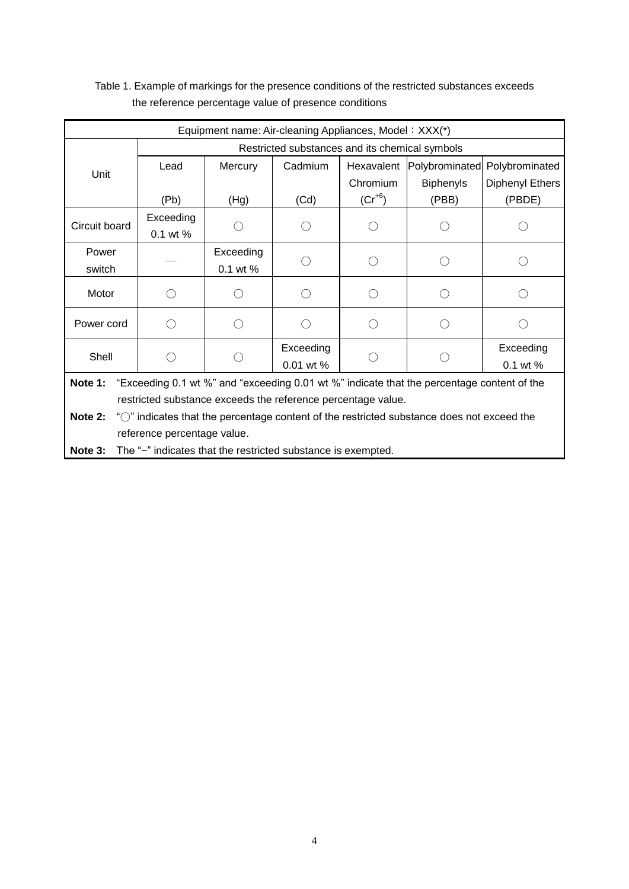Table 1. Example of markings for the presence conditions of the restricted substances exceeds the reference percentage value of presence conditions

| Equipment name: Air-cleaning Appliances, Model：XXX(*) | | | | | | |
|---|---|---|---|---|---|---|
| Unit | Restricted substances and its chemical symbols | | | | | |
| | Lead (Pb) | Mercury (Hg) | Cadmium (Cd) | Hexavalent Chromium ($Cr^{+6}$) | Polybrominated Biphenyls (PBB) | Polybrominated Diphenyl Ethers (PBDE) |
| Circuit board | Exceeding 0.1 wt % | ○ | ○ | ○ | ○ | ○ |
| Power switch | — | Exceeding 0.1 wt % | ○ | ○ | ○ | ○ |
| Motor | ○ | ○ | ○ | ○ | ○ | ○ |
| Power cord | ○ | ○ | ○ | ○ | ○ | ○ |
| Shell | ○ | ○ | Exceeding 0.01 wt % | ○ | ○ | Exceeding 0.1 wt % |

**Note 1:** "Exceeding 0.1 wt %" and "exceeding 0.01 wt %" indicate that the percentage content of the restricted substance exceeds the reference percentage value.

**Note 2:** "○" indicates that the percentage content of the restricted substance does not exceed the reference percentage value.

**Note 3:** The "−" indicates that the restricted substance is exempted.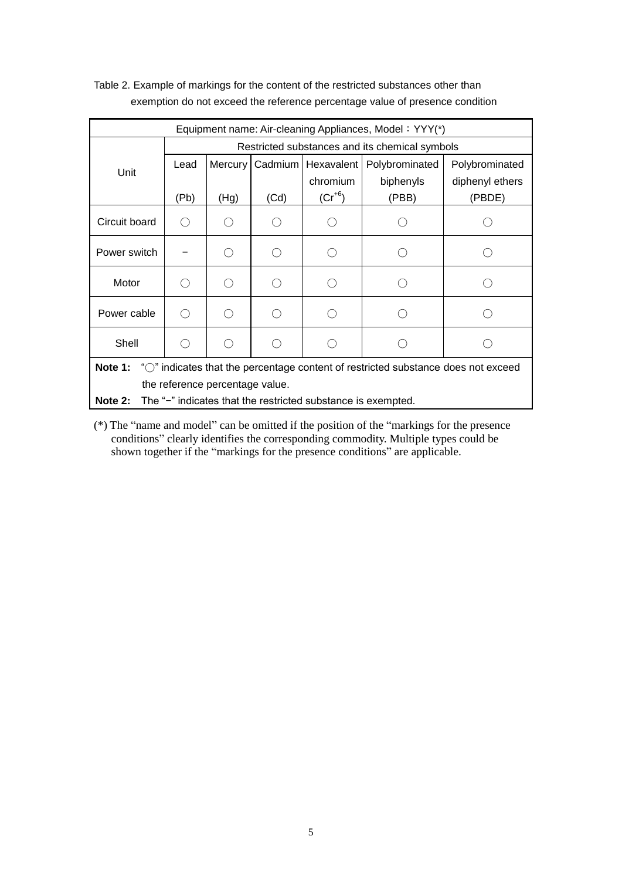Table 2. Example of markings for the content of the restricted substances other than exemption do not exceed the reference percentage value of presence condition

| Equipment name: Air-cleaning Appliances, Model：YYY(*) | | | | | | |
|---|---|---|---|---|---|---|
| Unit | Restricted substances and its chemical symbols | | | | | |
| | Lead (Pb) | Mercury (Hg) | Cadmium (Cd) | Hexavalent chromium ($Cr^{+6}$) | Polybrominated biphenyls (PBB) | Polybrominated diphenyl ethers (PBDE) |
| Circuit board | ○ | ○ | ○ | ○ | ○ | ○ |
| Power switch | − | ○ | ○ | ○ | ○ | ○ |
| Motor | ○ | ○ | ○ | ○ | ○ | ○ |
| Power cable | ○ | ○ | ○ | ○ | ○ | ○ |
| Shell | ○ | ○ | ○ | ○ | ○ | ○ |
| **Note 1:** "○" indicates that the percentage content of restricted substance does not exceed the reference percentage value. | | | | | | |
| **Note 2:** The "−" indicates that the restricted substance is exempted. | | | | | | |

(*) The "name and model" can be omitted if the position of the "markings for the presence conditions" clearly identifies the corresponding commodity. Multiple types could be shown together if the "markings for the presence conditions" are applicable.